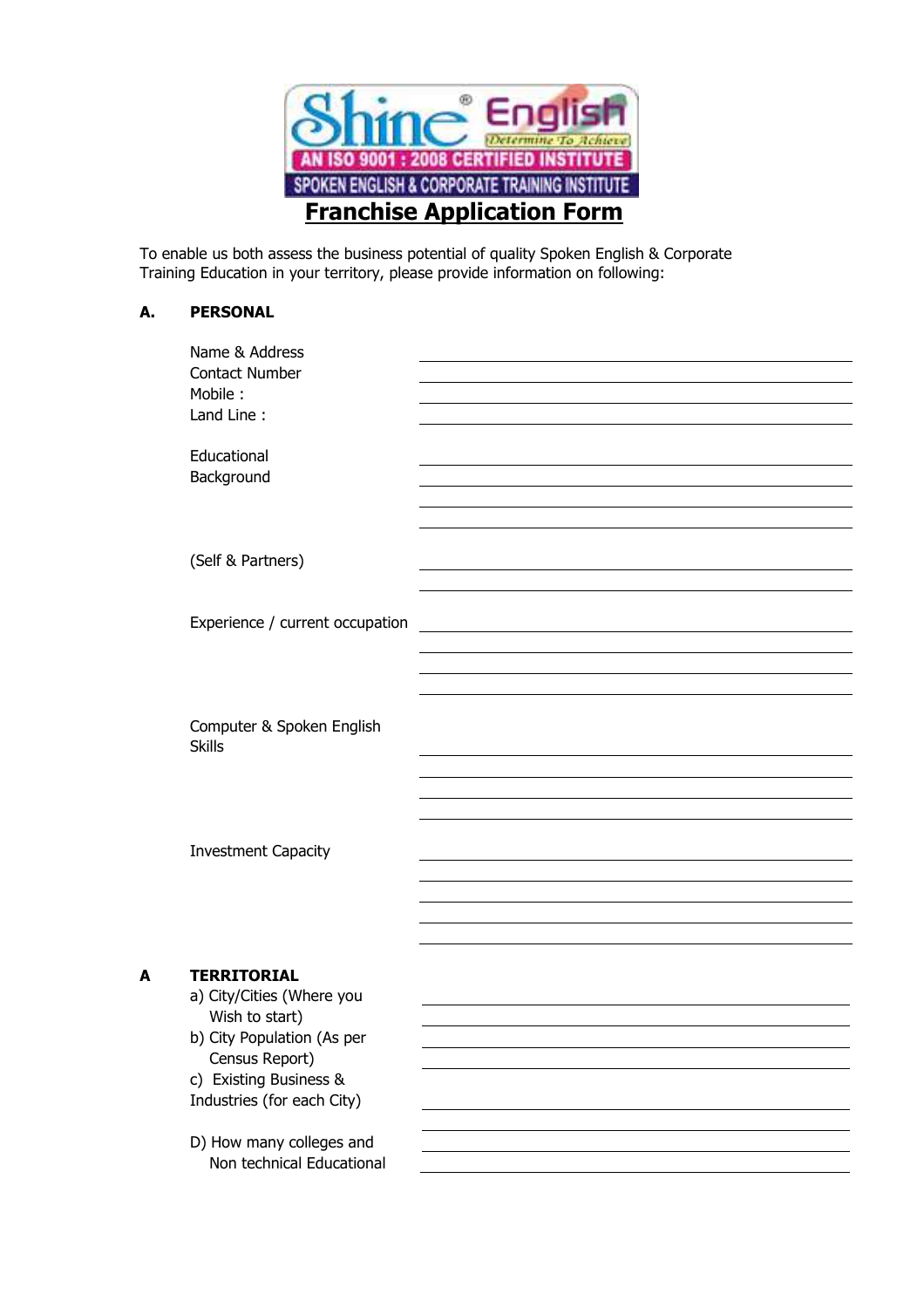Shine® English
Determine To Achieve
AN ISO 9001 : 2008 CERTIFIED INSTITUTE
SPOKEN ENGLISH & CORPORATE TRAINING INSTITUTE

# Franchise Application Form

To enable us both assess the business potential of quality Spoken English & Corporate Training Education in your territory, please provide information on following:

## A. PERSONAL

Name & Address ______________________________

Contact Number ______________________________

Mobile : ______________________________

Land Line : ______________________________

Educational Background ______________________________

______________________________

______________________________

______________________________

(Self & Partners) ______________________________

______________________________

Experience / current occupation ______________________________

______________________________

______________________________

______________________________

Computer & Spoken English Skills ______________________________

______________________________

______________________________

______________________________

Investment Capacity ______________________________

______________________________

______________________________

______________________________

______________________________

## A TERRITORIAL

a) City/Cities (Where you Wish to start) ______________________________

______________________________

b) City Population (As per Census Report) ______________________________

______________________________

c) Existing Business & Industries (for each City) ______________________________

______________________________

D) How many colleges and Non technical Educational ______________________________

______________________________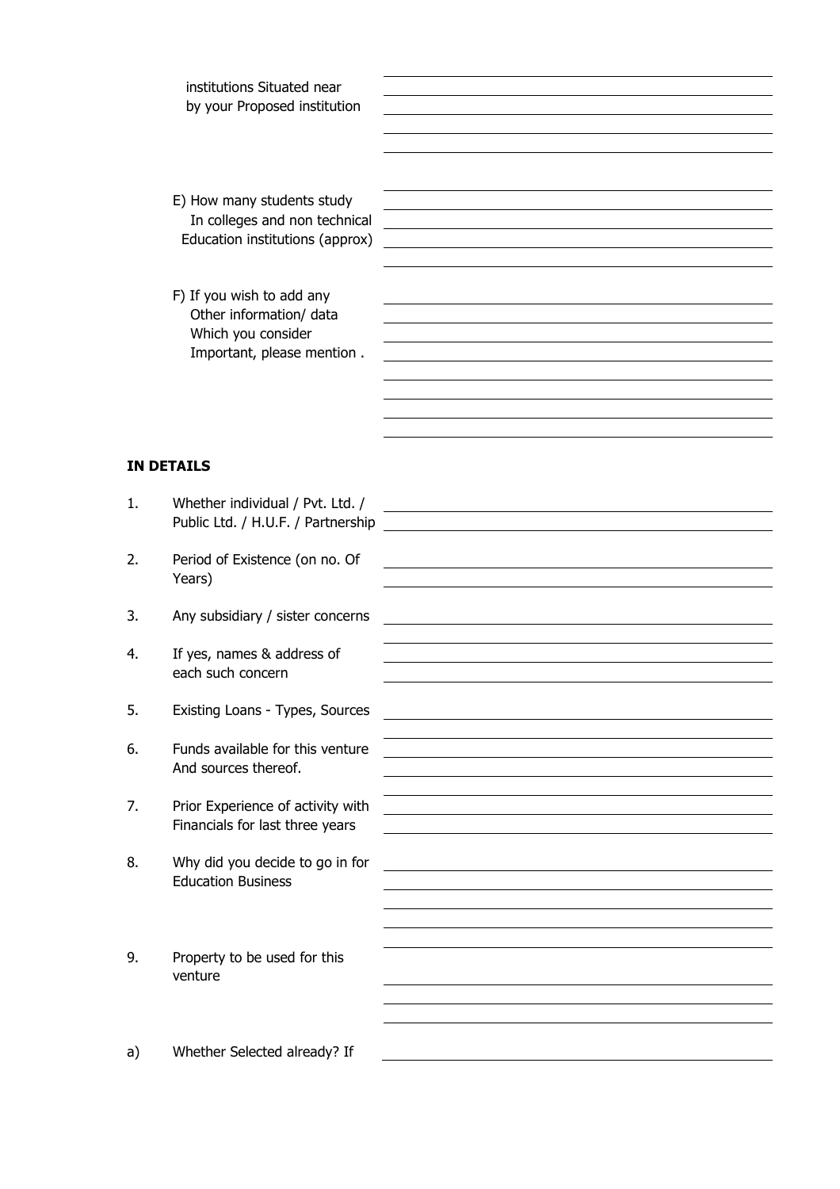institutions Situated near by your Proposed institution

E) How many students study In colleges and non technical Education institutions (approx)

F) If you wish to add any Other information/ data Which you consider Important, please mention .

**IN DETAILS**

1. Whether individual / Pvt. Ltd. / Public Ltd. / H.U.F. / Partnership
2. Period of Existence (on no. Of Years)
3. Any subsidiary / sister concerns
4. If yes, names & address of each such concern
5. Existing Loans - Types, Sources
6. Funds available for this venture And sources thereof.
7. Prior Experience of activity with Financials for last three years
8. Why did you decide to go in for Education Business
9. Property to be used for this venture

a) Whether Selected already? If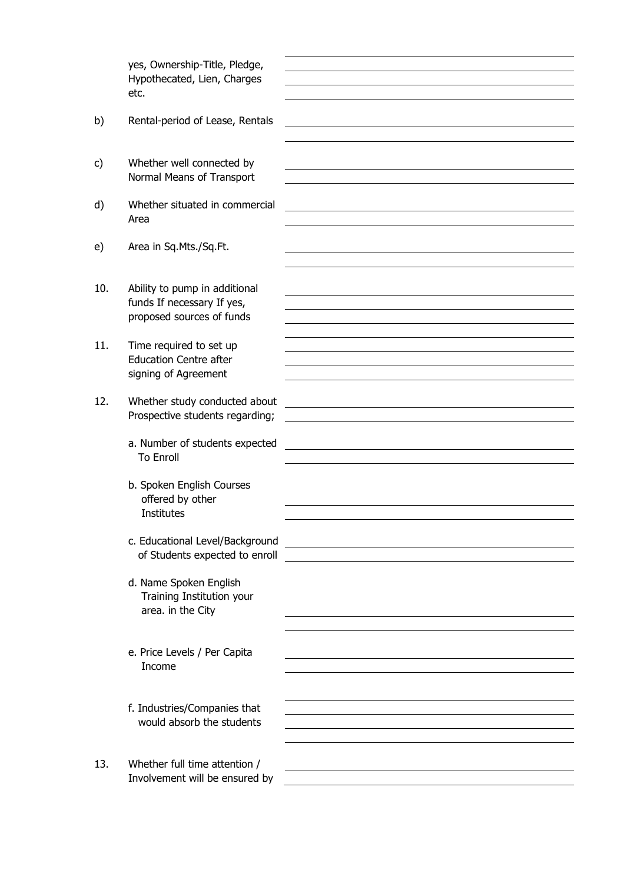yes, Ownership-Title, Pledge, Hypothecated, Lien, Charges etc.

b) Rental-period of Lease, Rentals

c) Whether well connected by Normal Means of Transport

d) Whether situated in commercial Area

e) Area in Sq.Mts./Sq.Ft.

10. Ability to pump in additional funds If necessary If yes, proposed sources of funds

11. Time required to set up Education Centre after signing of Agreement

12. Whether study conducted about Prospective students regarding;

    a. Number of students expected To Enroll

    b. Spoken English Courses offered by other Institutes

    c. Educational Level/Background of Students expected to enroll

    d. Name Spoken English Training Institution your area. in the City

    e. Price Levels / Per Capita Income

    f. Industries/Companies that would absorb the students

13. Whether full time attention / Involvement will be ensured by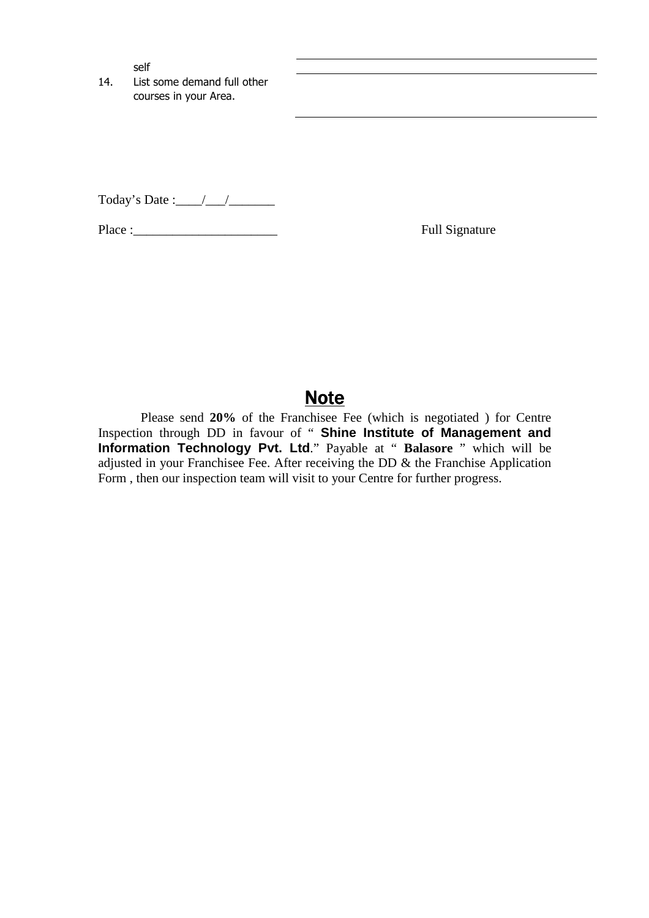self

14. List some demand full other courses in your Area. \_\_\_\_\_\_\_\_\_\_\_\_\_\_\_\_\_\_\_\_\_\_\_\_\_\_\_\_\_\_\_\_

Today's Date :\_\_\_\_/\_\_\_/\_\_\_\_\_\_\_

Place :\_\_\_\_\_\_\_\_\_\_\_\_\_\_\_\_\_\_\_\_\_\_ Full Signature

## Note

Please send **20%** of the Franchisee Fee (which is negotiated ) for Centre Inspection through DD in favour of " **Shine Institute of Management and Information Technology Pvt. Ltd**." Payable at " **Balasore** " which will be adjusted in your Franchisee Fee. After receiving the DD & the Franchise Application Form , then our inspection team will visit to your Centre for further progress.